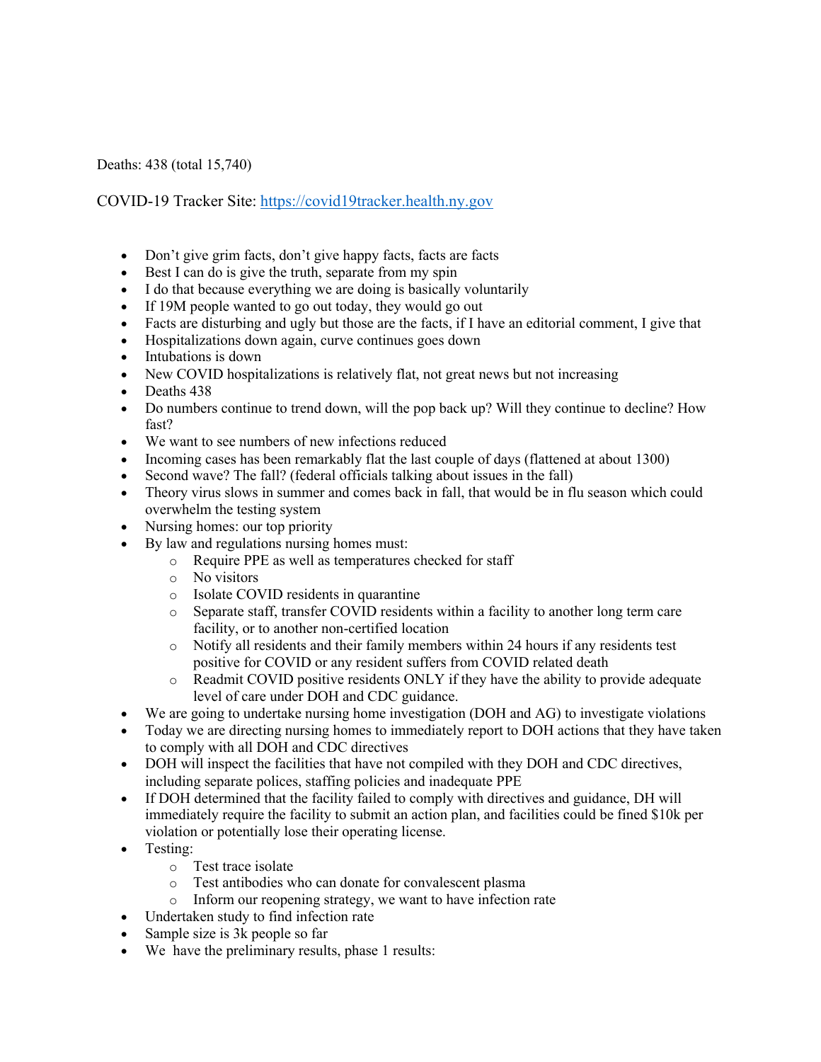Deaths: 438 (total 15,740)

COVID-19 Tracker Site: [https://covid19tracker.health.ny.gov](https://covid19tracker.health.ny.gov)

- Don't give grim facts, don't give happy facts, facts are facts
- Best I can do is give the truth, separate from my spin
- I do that because everything we are doing is basically voluntarily
- If 19M people wanted to go out today, they would go out
- Facts are disturbing and ugly but those are the facts, if I have an editorial comment, I give that
- Hospitalizations down again, curve continues goes down
- Intubations is down
- New COVID hospitalizations is relatively flat, not great news but not increasing
- Deaths 438
- Do numbers continue to trend down, will the pop back up? Will they continue to decline? How fast?
- We want to see numbers of new infections reduced
- Incoming cases has been remarkably flat the last couple of days (flattened at about 1300)
- Second wave? The fall? (federal officials talking about issues in the fall)
- Theory virus slows in summer and comes back in fall, that would be in flu season which could overwhelm the testing system
- Nursing homes: our top priority
- By law and regulations nursing homes must:
    - Require PPE as well as temperatures checked for staff
    - No visitors
    - Isolate COVID residents in quarantine
    - Separate staff, transfer COVID residents within a facility to another long term care facility, or to another non-certified location
    - Notify all residents and their family members within 24 hours if any residents test positive for COVID or any resident suffers from COVID related death
    - Readmit COVID positive residents ONLY if they have the ability to provide adequate level of care under DOH and CDC guidance.
- We are going to undertake nursing home investigation (DOH and AG) to investigate violations
- Today we are directing nursing homes to immediately report to DOH actions that they have taken to comply with all DOH and CDC directives
- DOH will inspect the facilities that have not compiled with they DOH and CDC directives, including separate polices, staffing policies and inadequate PPE
- If DOH determined that the facility failed to comply with directives and guidance, DH will immediately require the facility to submit an action plan, and facilities could be fined $10k per violation or potentially lose their operating license.
- Testing:
    - Test trace isolate
    - Test antibodies who can donate for convalescent plasma
    - Inform our reopening strategy, we want to have infection rate
- Undertaken study to find infection rate
- Sample size is 3k people so far
- We have the preliminary results, phase 1 results: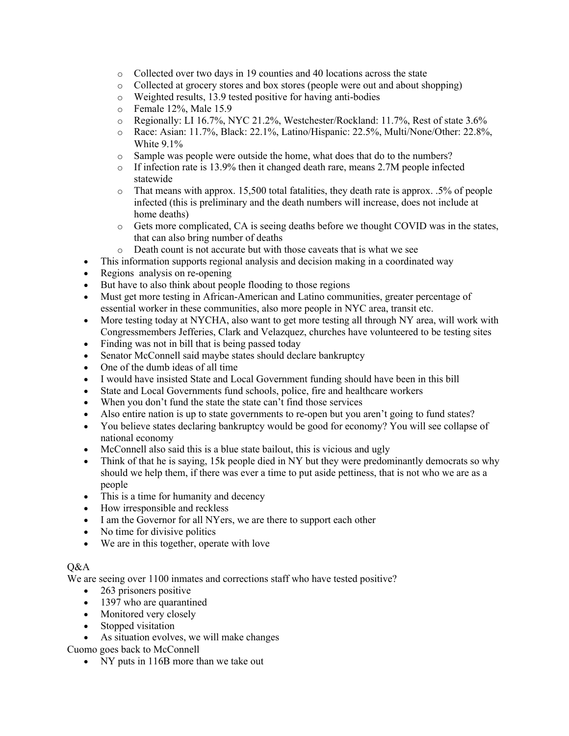- Collected over two days in 19 counties and 40 locations across the state
    - Collected at grocery stores and box stores (people were out and about shopping)
    - Weighted results, 13.9 tested positive for having anti-bodies
    - Female 12%, Male 15.9
    - Regionally: LI 16.7%, NYC 21.2%, Westchester/Rockland: 11.7%, Rest of state 3.6%
    - Race: Asian: 11.7%, Black: 22.1%, Latino/Hispanic: 22.5%, Multi/None/Other: 22.8%, White 9.1%
    - Sample was people were outside the home, what does that do to the numbers?
    - If infection rate is 13.9% then it changed death rare, means 2.7M people infected statewide
    - That means with approx. 15,500 total fatalities, they death rate is approx. .5% of people infected (this is preliminary and the death numbers will increase, does not include at home deaths)
    - Gets more complicated, CA is seeing deaths before we thought COVID was in the states, that can also bring number of deaths
    - Death count is not accurate but with those caveats that is what we see
- This information supports regional analysis and decision making in a coordinated way
- Regions analysis on re-opening
- But have to also think about people flooding to those regions
- Must get more testing in African-American and Latino communities, greater percentage of essential worker in these communities, also more people in NYC area, transit etc.
- More testing today at NYCHA, also want to get more testing all through NY area, will work with Congressmembers Jefferies, Clark and Velazquez, churches have volunteered to be testing sites
- Finding was not in bill that is being passed today
- Senator McConnell said maybe states should declare bankruptcy
- One of the dumb ideas of all time
- I would have insisted State and Local Government funding should have been in this bill
- State and Local Governments fund schools, police, fire and healthcare workers
- When you don't fund the state the state can't find those services
- Also entire nation is up to state governments to re-open but you aren't going to fund states?
- You believe states declaring bankruptcy would be good for economy? You will see collapse of national economy
- McConnell also said this is a blue state bailout, this is vicious and ugly
- Think of that he is saying, 15k people died in NY but they were predominantly democrats so why should we help them, if there was ever a time to put aside pettiness, that is not who we are as a people
- This is a time for humanity and decency
- How irresponsible and reckless
- I am the Governor for all NYers, we are there to support each other
- No time for divisive politics
- We are in this together, operate with love

Q&A

We are seeing over 1100 inmates and corrections staff who have tested positive?

- 263 prisoners positive
- 1397 who are quarantined
- Monitored very closely
- Stopped visitation
- As situation evolves, we will make changes

Cuomo goes back to McConnell

- NY puts in 116B more than we take out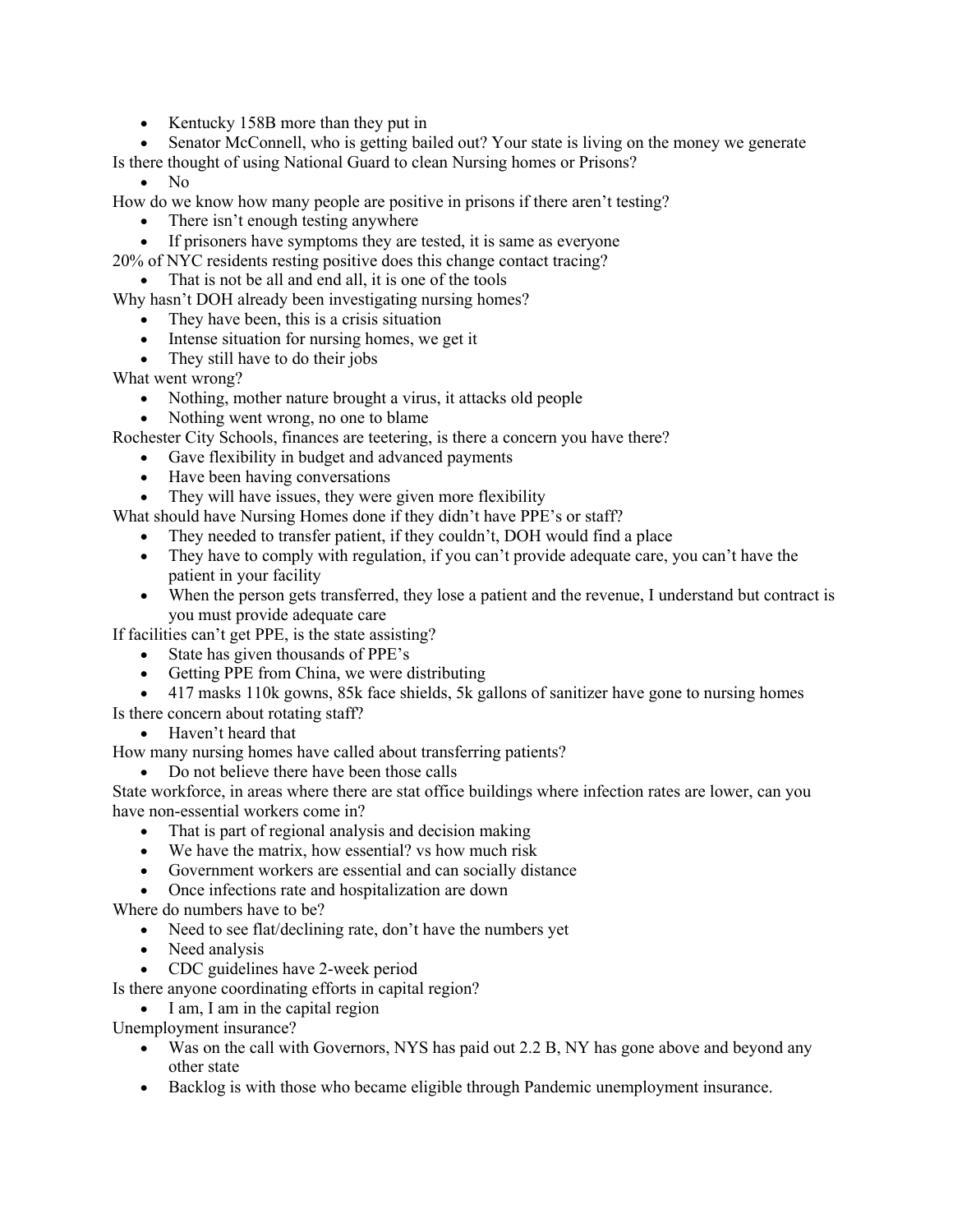- Kentucky 158B more than they put in
- Senator McConnell, who is getting bailed out? Your state is living on the money we generate

Is there thought of using National Guard to clean Nursing homes or Prisons?

- No

How do we know how many people are positive in prisons if there aren't testing?

- There isn't enough testing anywhere
- If prisoners have symptoms they are tested, it is same as everyone

20% of NYC residents resting positive does this change contact tracing?

- That is not be all and end all, it is one of the tools

Why hasn't DOH already been investigating nursing homes?

- They have been, this is a crisis situation
- Intense situation for nursing homes, we get it
- They still have to do their jobs

What went wrong?

- Nothing, mother nature brought a virus, it attacks old people
- Nothing went wrong, no one to blame

Rochester City Schools, finances are teetering, is there a concern you have there?

- Gave flexibility in budget and advanced payments
- Have been having conversations
- They will have issues, they were given more flexibility

What should have Nursing Homes done if they didn't have PPE's or staff?

- They needed to transfer patient, if they couldn't, DOH would find a place
- They have to comply with regulation, if you can't provide adequate care, you can't have the patient in your facility
- When the person gets transferred, they lose a patient and the revenue, I understand but contract is you must provide adequate care

If facilities can't get PPE, is the state assisting?

- State has given thousands of PPE's
- Getting PPE from China, we were distributing
- 417 masks 110k gowns, 85k face shields, 5k gallons of sanitizer have gone to nursing homes

Is there concern about rotating staff?

- Haven't heard that

How many nursing homes have called about transferring patients?

- Do not believe there have been those calls

State workforce, in areas where there are stat office buildings where infection rates are lower, can you have non-essential workers come in?

- That is part of regional analysis and decision making
- We have the matrix, how essential? vs how much risk
- Government workers are essential and can socially distance
- Once infections rate and hospitalization are down

Where do numbers have to be?

- Need to see flat/declining rate, don't have the numbers yet
- Need analysis
- CDC guidelines have 2-week period

Is there anyone coordinating efforts in capital region?

- I am, I am in the capital region

Unemployment insurance?

- Was on the call with Governors, NYS has paid out 2.2 B, NY has gone above and beyond any other state
- Backlog is with those who became eligible through Pandemic unemployment insurance.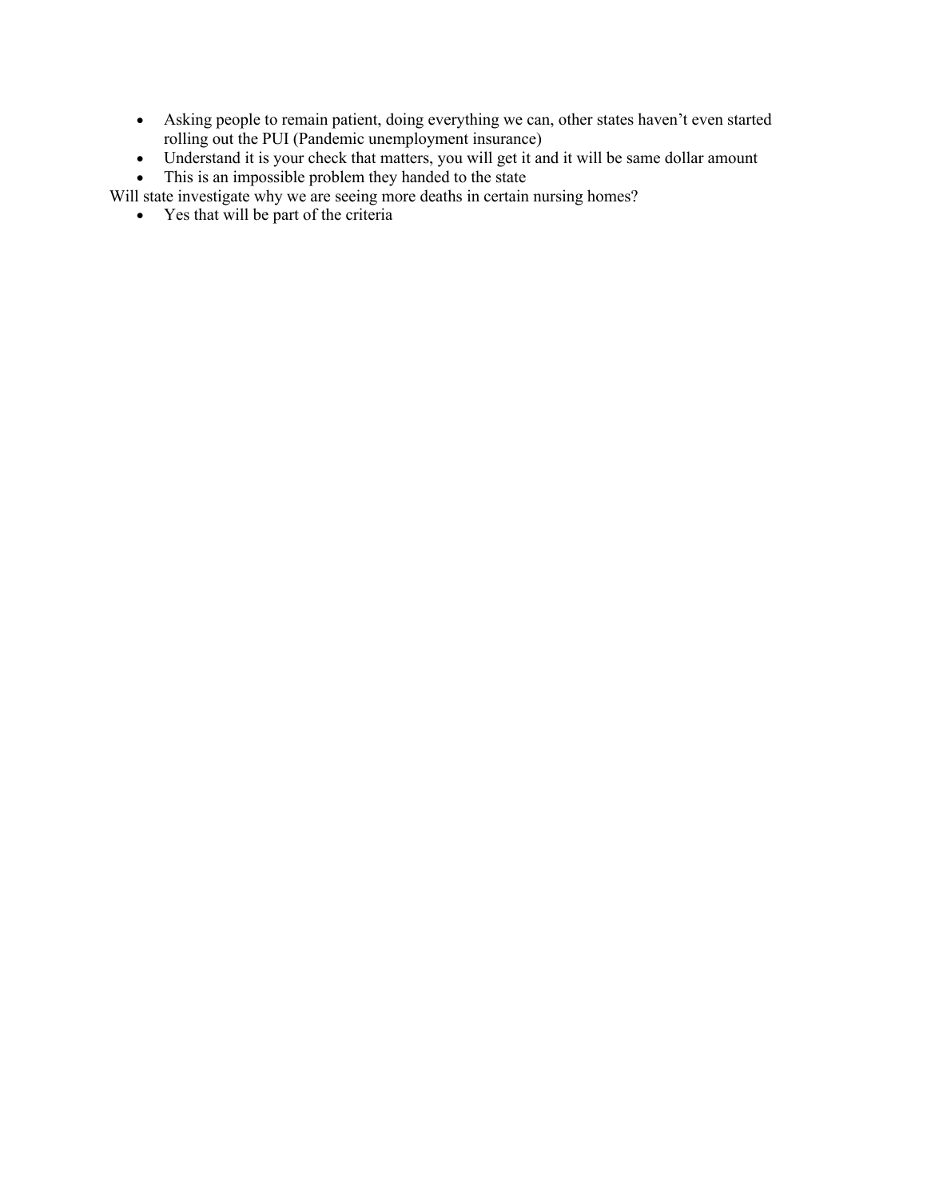- Asking people to remain patient, doing everything we can, other states haven't even started rolling out the PUI (Pandemic unemployment insurance)
- Understand it is your check that matters, you will get it and it will be same dollar amount
- This is an impossible problem they handed to the state

Will state investigate why we are seeing more deaths in certain nursing homes?

- Yes that will be part of the criteria